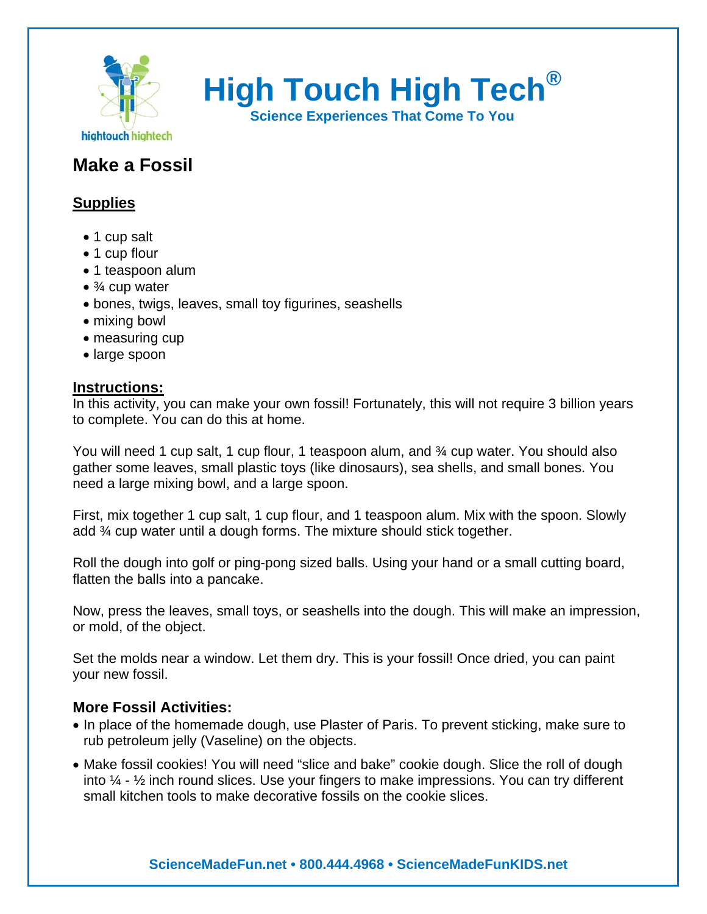# High Touch High Tech®

**Science Experiences That Come To You**

## Make a Fossil

### Supplies

- 1 cup salt
- 1 cup flour
- 1 teaspoon alum
- ¾ cup water
- bones, twigs, leaves, small toy figurines, seashells
- mixing bowl
- measuring cup
- large spoon

### Instructions:

In this activity, you can make your own fossil! Fortunately, this will not require 3 billion years to complete. You can do this at home.

You will need 1 cup salt, 1 cup flour, 1 teaspoon alum, and ¾ cup water. You should also gather some leaves, small plastic toys (like dinosaurs), sea shells, and small bones. You need a large mixing bowl, and a large spoon.

First, mix together 1 cup salt, 1 cup flour, and 1 teaspoon alum. Mix with the spoon. Slowly add ¾ cup water until a dough forms. The mixture should stick together.

Roll the dough into golf or ping-pong sized balls. Using your hand or a small cutting board, flatten the balls into a pancake.

Now, press the leaves, small toys, or seashells into the dough. This will make an impression, or mold, of the object.

Set the molds near a window. Let them dry. This is your fossil! Once dried, you can paint your new fossil.

### More Fossil Activities:

- In place of the homemade dough, use Plaster of Paris. To prevent sticking, make sure to rub petroleum jelly (Vaseline) on the objects.
- Make fossil cookies! You will need "slice and bake" cookie dough. Slice the roll of dough into ¼ - ½ inch round slices. Use your fingers to make impressions. You can try different small kitchen tools to make decorative fossils on the cookie slices.

**ScienceMadeFun.net • 800.444.4968 • ScienceMadeFunKIDS.net**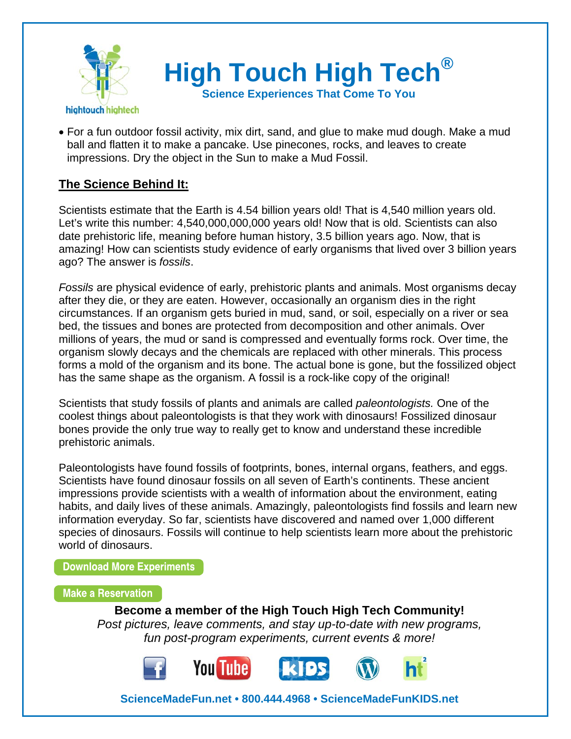# High Touch High Tech®

**Science Experiences That Come To You**

- For a fun outdoor fossil activity, mix dirt, sand, and glue to make mud dough. Make a mud ball and flatten it to make a pancake. Use pinecones, rocks, and leaves to create impressions. Dry the object in the Sun to make a Mud Fossil.

## The Science Behind It:

Scientists estimate that the Earth is 4.54 billion years old! That is 4,540 million years old. Let's write this number: 4,540,000,000,000 years old! Now that is old. Scientists can also date prehistoric life, meaning before human history, 3.5 billion years ago. Now, that is amazing! How can scientists study evidence of early organisms that lived over 3 billion years ago? The answer is *fossils*.

*Fossils* are physical evidence of early, prehistoric plants and animals. Most organisms decay after they die, or they are eaten. However, occasionally an organism dies in the right circumstances. If an organism gets buried in mud, sand, or soil, especially on a river or sea bed, the tissues and bones are protected from decomposition and other animals. Over millions of years, the mud or sand is compressed and eventually forms rock. Over time, the organism slowly decays and the chemicals are replaced with other minerals. This process forms a mold of the organism and its bone. The actual bone is gone, but the fossilized object has the same shape as the organism. A fossil is a rock-like copy of the original!

Scientists that study fossils of plants and animals are called *paleontologists.* One of the coolest things about paleontologists is that they work with dinosaurs! Fossilized dinosaur bones provide the only true way to really get to know and understand these incredible prehistoric animals.

Paleontologists have found fossils of footprints, bones, internal organs, feathers, and eggs. Scientists have found dinosaur fossils on all seven of Earth's continents. These ancient impressions provide scientists with a wealth of information about the environment, eating habits, and daily lives of these animals. Amazingly, paleontologists find fossils and learn new information everyday. So far, scientists have discovered and named over 1,000 different species of dinosaurs. Fossils will continue to help scientists learn more about the prehistoric world of dinosaurs.

Download More Experiments

Make a Reservation

**Become a member of the High Touch High Tech Community!**

*Post pictures, leave comments, and stay up-to-date with new programs, fun post-program experiments, current events & more!*

**ScienceMadeFun.net • 800.444.4968 • ScienceMadeFunKIDS.net**